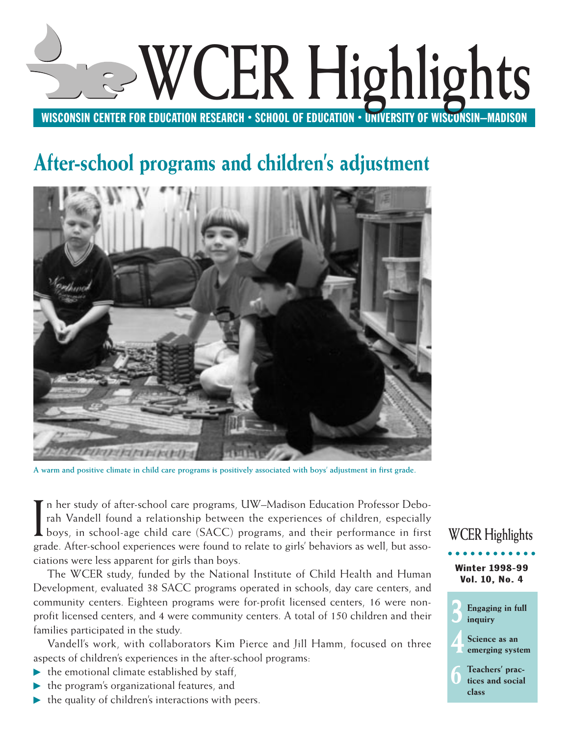# WCER Highlights

**WISCONSIN CENTER FOR EDUCATION RESEARCH • SCHOOL OF EDUCATION • UNIVERSITY OF WISCONSIN–MADISON**

## After-school programs and children's adjustment

**A warm and positive climate in child care programs is positively associated with boys' adjustment in first grade.**

In her study of after-school care programs, UW–Madison Education Professor Deborah Vandell found a relationship between the experiences of children, especially boys, in school-age child care (SACC) programs, and their performance in first grade. After-school experiences were found to relate to girls' behaviors as well, but associations were less apparent for girls than boys.

The WCER study, funded by the National Institute of Child Health and Human Development, evaluated 38 SACC programs operated in schools, day care centers, and community centers. Eighteen programs were for-profit licensed centers, 16 were nonprofit licensed centers, and 4 were community centers. A total of 150 children and their families participated in the study.

Vandell's work, with collaborators Kim Pierce and Jill Hamm, focused on three aspects of children's experiences in the after-school programs:

- the emotional climate established by staff,
- the program's organizational features, and
- the quality of children's interactions with peers.

**WCER Highlights**

**Winter 1998-99**
**Vol. 10, No. 4**

- **3** Engaging in full inquiry
- **4** Science as an emerging system
- **6** Teachers' practices and social class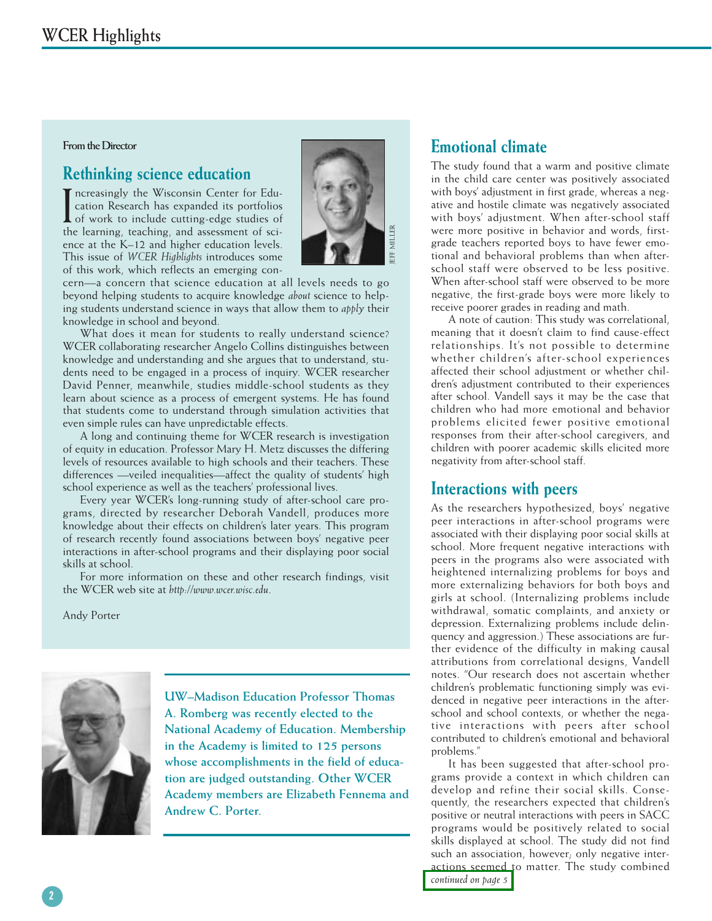From the Director

## Rethinking science education

Increasingly the Wisconsin Center for Education Research has expanded its portfolios of work to include cutting-edge studies of the learning, teaching, and assessment of science at the K–12 and higher education levels. This issue of *WCER Highlights* introduces some of this work, which reflects an emerging concern—a concern that science education at all levels needs to go beyond helping students to acquire knowledge *about* science to helping students understand science in ways that allow them to *apply* their knowledge in school and beyond.

JEFF MILLER

What does it mean for students to really understand science? WCER collaborating researcher Angelo Collins distinguishes between knowledge and understanding and she argues that to understand, students need to be engaged in a process of inquiry. WCER researcher David Penner, meanwhile, studies middle-school students as they learn about science as a process of emergent systems. He has found that students come to understand through simulation activities that even simple rules can have unpredictable effects.

A long and continuing theme for WCER research is investigation of equity in education. Professor Mary H. Metz discusses the differing levels of resources available to high schools and their teachers. These differences —veiled inequalities—affect the quality of students' high school experience as well as the teachers' professional lives.

Every year WCER's long-running study of after-school care programs, directed by researcher Deborah Vandell, produces more knowledge about their effects on children's later years. This program of research recently found associations between boys' negative peer interactions in after-school programs and their displaying poor social skills at school.

For more information on these and other research findings, visit the WCER web site at *http://www.wcer.wisc.edu*.

Andy Porter

**UW–Madison Education Professor Thomas A. Romberg was recently elected to the National Academy of Education. Membership in the Academy is limited to 125 persons whose accomplishments in the field of education are judged outstanding. Other WCER Academy members are Elizabeth Fennema and Andrew C. Porter.**

## Emotional climate

The study found that a warm and positive climate in the child care center was positively associated with boys' adjustment in first grade, whereas a negative and hostile climate was negatively associated with boys' adjustment. When after-school staff were more positive in behavior and words, first-grade teachers reported boys to have fewer emotional and behavioral problems than when after-school staff were observed to be less positive. When after-school staff were observed to be more negative, the first-grade boys were more likely to receive poorer grades in reading and math.

A note of caution: This study was correlational, meaning that it doesn't claim to find cause-effect relationships. It's not possible to determine whether children's after-school experiences affected their school adjustment or whether children's adjustment contributed to their experiences after school. Vandell says it may be the case that children who had more emotional and behavior problems elicited fewer positive emotional responses from their after-school caregivers, and children with poorer academic skills elicited more negativity from after-school staff.

## Interactions with peers

As the researchers hypothesized, boys' negative peer interactions in after-school programs were associated with their displaying poor social skills at school. More frequent negative interactions with peers in the programs also were associated with heightened internalizing problems for boys and more externalizing behaviors for both boys and girls at school. (Internalizing problems include withdrawal, somatic complaints, and anxiety or depression. Externalizing problems include delinquency and aggression.) These associations are further evidence of the difficulty in making causal attributions from correlational designs, Vandell notes. "Our research does not ascertain whether children's problematic functioning simply was evidenced in negative peer interactions in the after-school and school contexts, or whether the negative interactions with peers after school contributed to children's emotional and behavioral problems."

It has been suggested that after-school programs provide a context in which children can develop and refine their social skills. Consequently, the researchers expected that children's positive or neutral interactions with peers in SACC programs would be positively related to social skills displayed at school. The study did not find such an association, however; only negative interactions seemed to matter. The study combined

*continued on page 5*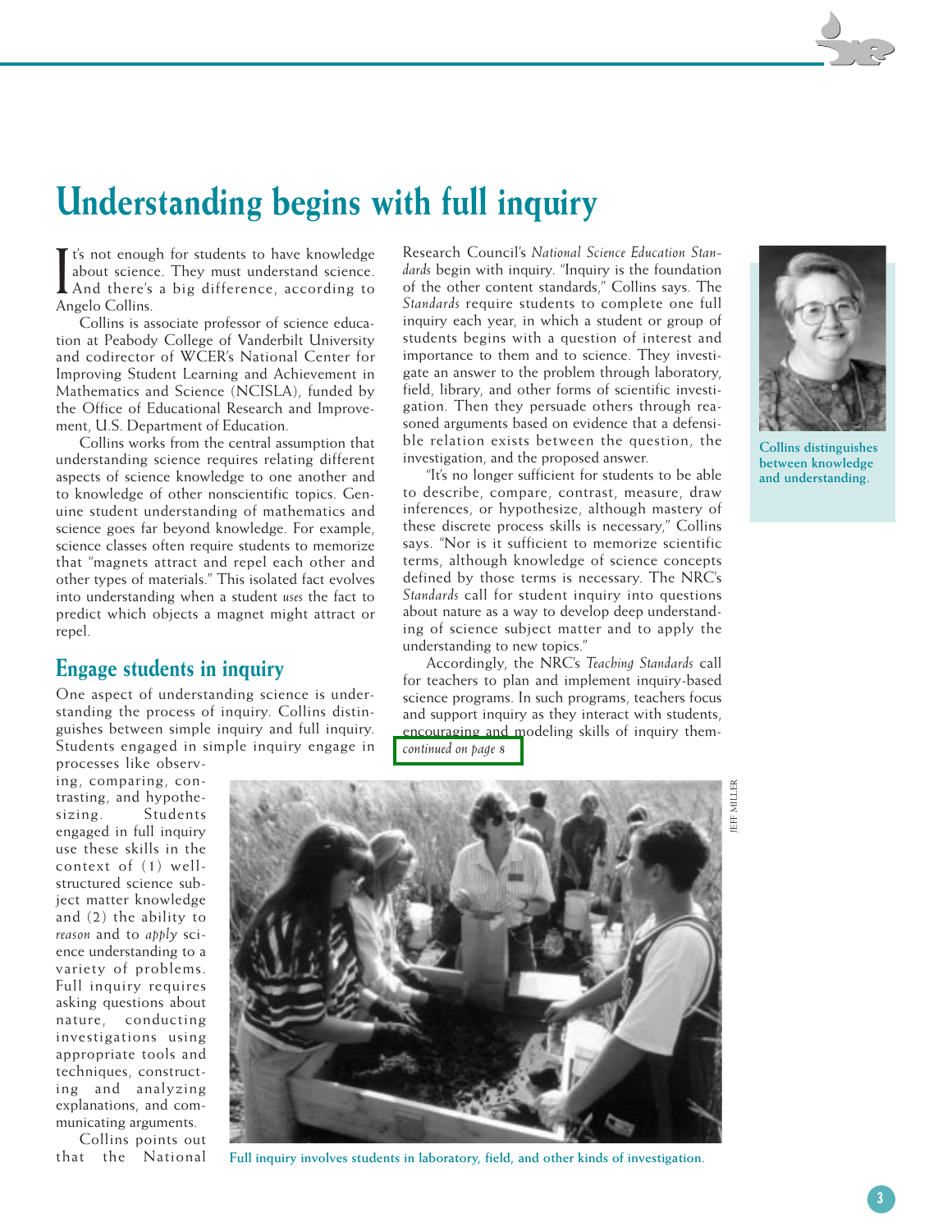# Understanding begins with full inquiry

It's not enough for students to have knowledge about science. They must understand science. And there's a big difference, according to Angelo Collins.

Collins is associate professor of science education at Peabody College of Vanderbilt University and codirector of WCER's National Center for Improving Student Learning and Achievement in Mathematics and Science (NCISLA), funded by the Office of Educational Research and Improvement, U.S. Department of Education.

Collins works from the central assumption that understanding science requires relating different aspects of science knowledge to one another and to knowledge of other nonscientific topics. Genuine student understanding of mathematics and science goes far beyond knowledge. For example, science classes often require students to memorize that "magnets attract and repel each other and other types of materials." This isolated fact evolves into understanding when a student *uses* the fact to predict which objects a magnet might attract or repel.

## Engage students in inquiry

One aspect of understanding science is understanding the process of inquiry. Collins distinguishes between simple inquiry and full inquiry. Students engaged in simple inquiry engage in processes like observing, comparing, contrasting, and hypothesizing. Students engaged in full inquiry use these skills in the context of (1) well-structured science subject matter knowledge and (2) the ability to *reason* and to *apply* science understanding to a variety of problems. Full inquiry requires asking questions about nature, conducting investigations using appropriate tools and techniques, constructing and analyzing explanations, and communicating arguments.

Collins points out that the National Research Council's *National Science Education Standards* begin with inquiry. "Inquiry is the foundation of the other content standards," Collins says. The *Standards* require students to complete one full inquiry each year, in which a student or group of students begins with a question of interest and importance to them and to science. They investigate an answer to the problem through laboratory, field, library, and other forms of scientific investigation. Then they persuade others through reasoned arguments based on evidence that a defensible relation exists between the question, the investigation, and the proposed answer.

"It's no longer sufficient for students to be able to describe, compare, contrast, measure, draw inferences, or hypothesize, although mastery of these discrete process skills is necessary," Collins says. "Nor is it sufficient to memorize scientific terms, although knowledge of science concepts defined by those terms is necessary. The NRC's *Standards* call for student inquiry into questions about nature as a way to develop deep understanding of science subject matter and to apply the understanding to new topics."

Accordingly, the NRC's *Teaching Standards* call for teachers to plan and implement inquiry-based science programs. In such programs, teachers focus and support inquiry as they interact with students, encouraging and modeling skills of inquiry them-

*continued on page 8*

Collins distinguishes between knowledge and understanding.

JEFF MILLER

Full inquiry involves students in laboratory, field, and other kinds of investigation.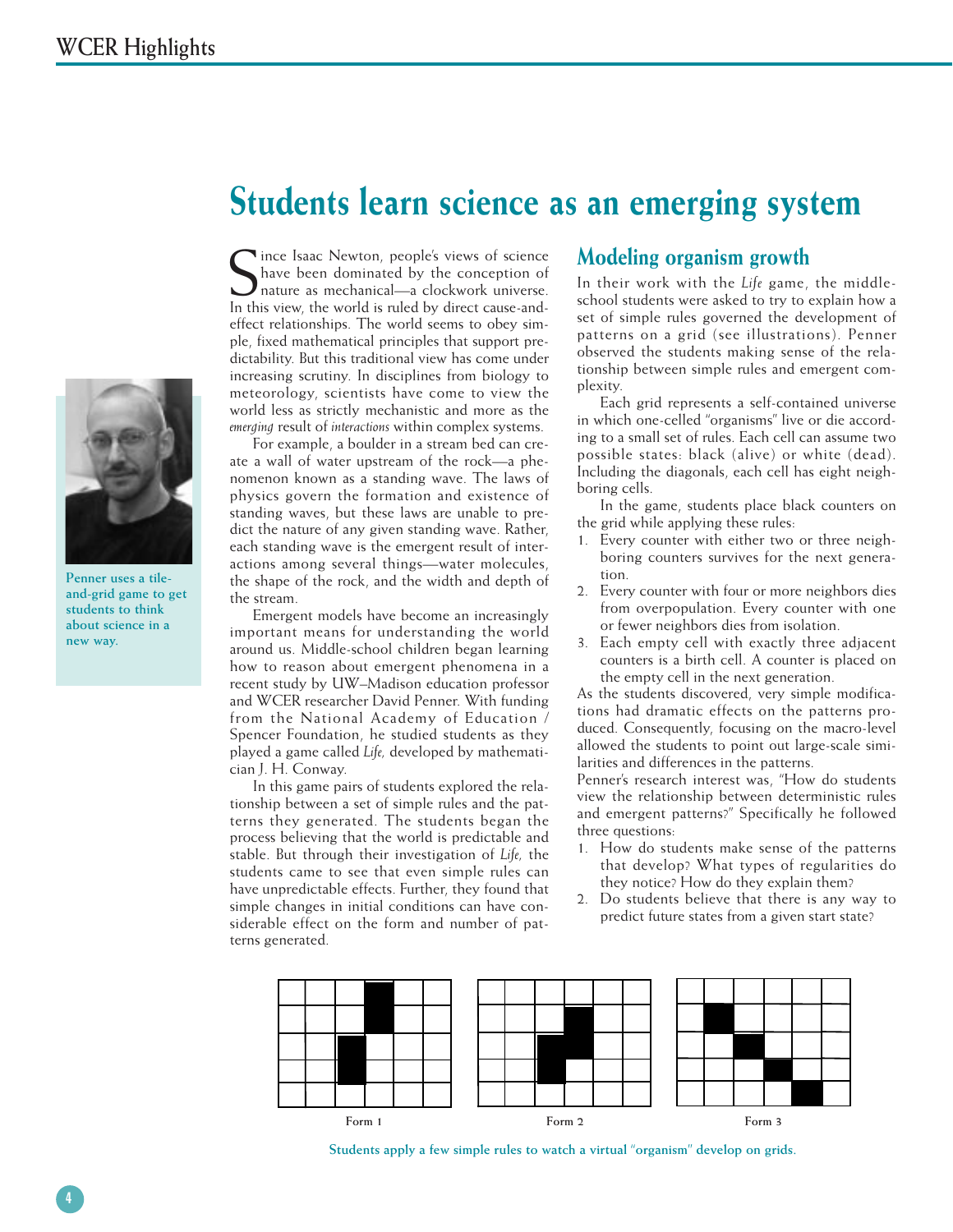# Students learn science as an emerging system

Penner uses a tile-and-grid game to get students to think about science in a new way.

Since Isaac Newton, people's views of science have been dominated by the conception of nature as mechanical—a clockwork universe. In this view, the world is ruled by direct cause-and-effect relationships. The world seems to obey simple, fixed mathematical principles that support predictability. But this traditional view has come under increasing scrutiny. In disciplines from biology to meteorology, scientists have come to view the world less as strictly mechanistic and more as the *emerging* result of *interactions* within complex systems.

For example, a boulder in a stream bed can create a wall of water upstream of the rock—a phenomenon known as a standing wave. The laws of physics govern the formation and existence of standing waves, but these laws are unable to predict the nature of any given standing wave. Rather, each standing wave is the emergent result of interactions among several things—water molecules, the shape of the rock, and the width and depth of the stream.

Emergent models have become an increasingly important means for understanding the world around us. Middle-school children began learning how to reason about emergent phenomena in a recent study by UW–Madison education professor and WCER researcher David Penner. With funding from the National Academy of Education / Spencer Foundation, he studied students as they played a game called *Life*, developed by mathematician J. H. Conway.

In this game pairs of students explored the relationship between a set of simple rules and the patterns they generated. The students began the process believing that the world is predictable and stable. But through their investigation of *Life*, the students came to see that even simple rules can have unpredictable effects. Further, they found that simple changes in initial conditions can have considerable effect on the form and number of patterns generated.

## Modeling organism growth

In their work with the *Life* game, the middle-school students were asked to try to explain how a set of simple rules governed the development of patterns on a grid (see illustrations). Penner observed the students making sense of the relationship between simple rules and emergent complexity.

Each grid represents a self-contained universe in which one-celled "organisms" live or die according to a small set of rules. Each cell can assume two possible states: black (alive) or white (dead). Including the diagonals, each cell has eight neighboring cells.

In the game, students place black counters on the grid while applying these rules:

1. Every counter with either two or three neighboring counters survives for the next generation.
2. Every counter with four or more neighbors dies from overpopulation. Every counter with one or fewer neighbors dies from isolation.
3. Each empty cell with exactly three adjacent counters is a birth cell. A counter is placed on the empty cell in the next generation.

As the students discovered, very simple modifications had dramatic effects on the patterns produced. Consequently, focusing on the macro-level allowed the students to point out large-scale similarities and differences in the patterns.

Penner's research interest was, "How do students view the relationship between deterministic rules and emergent patterns?" Specifically he followed three questions:

1. How do students make sense of the patterns that develop? What types of regularities do they notice? How do they explain them?
2. Do students believe that there is any way to predict future states from a given start state?

Form 1 Form 2 Form 3

Students apply a few simple rules to watch a virtual "organism" develop on grids.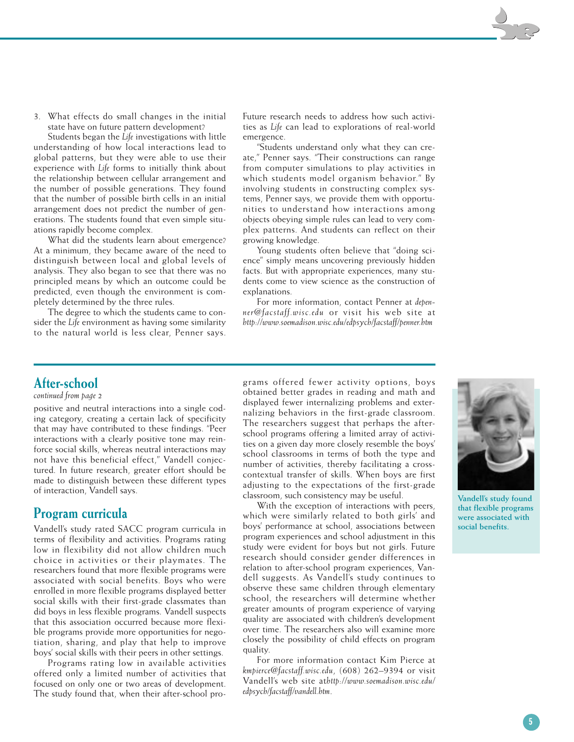3. What effects do small changes in the initial state have on future pattern development?

Students began the *Life* investigations with little understanding of how local interactions lead to global patterns, but they were able to use their experience with *Life* forms to initially think about the relationship between cellular arrangement and the number of possible generations. They found that the number of possible birth cells in an initial arrangement does not predict the number of generations. The students found that even simple situations rapidly become complex.

What did the students learn about emergence? At a minimum, they became aware of the need to distinguish between local and global levels of analysis. They also began to see that there was no principled means by which an outcome could be predicted, even though the environment is completely determined by the three rules.

The degree to which the students came to consider the *Life* environment as having some similarity to the natural world is less clear, Penner says. Future research needs to address how such activities as *Life* can lead to explorations of real-world emergence.

"Students understand only what they can create," Penner says. "Their constructions can range from computer simulations to play activities in which students model organism behavior." By involving students in constructing complex systems, Penner says, we provide them with opportunities to understand how interactions among objects obeying simple rules can lead to very complex patterns. And students can reflect on their growing knowledge.

Young students often believe that "doing science" simply means uncovering previously hidden facts. But with appropriate experiences, many students come to view science as the construction of explanations.

For more information, contact Penner at *depenner@facstaff.wisc.edu* or visit his web site at *http://www.soemadison.wisc.edu/edpsych/facstaff/penner.htm*

## After-school

*continued from page 2*

positive and neutral interactions into a single coding category, creating a certain lack of specificity that may have contributed to these findings. "Peer interactions with a clearly positive tone may reinforce social skills, whereas neutral interactions may not have this beneficial effect," Vandell conjectured. In future research, greater effort should be made to distinguish between these different types of interaction, Vandell says.

## Program curricula

Vandell's study rated SACC program curricula in terms of flexibility and activities. Programs rating low in flexibility did not allow children much choice in activities or their playmates. The researchers found that more flexible programs were associated with social benefits. Boys who were enrolled in more flexible programs displayed better social skills with their first-grade classmates than did boys in less flexible programs. Vandell suspects that this association occurred because more flexible programs provide more opportunities for negotiation, sharing, and play that help to improve boys' social skills with their peers in other settings.

Programs rating low in available activities offered only a limited number of activities that focused on only one or two areas of development. The study found that, when their after-school programs offered fewer activity options, boys obtained better grades in reading and math and displayed fewer internalizing problems and externalizing behaviors in the first-grade classroom. The researchers suggest that perhaps the after-school programs offering a limited array of activities on a given day more closely resemble the boys' school classrooms in terms of both the type and number of activities, thereby facilitating a cross-contextual transfer of skills. When boys are first adjusting to the expectations of the first-grade classroom, such consistency may be useful.

With the exception of interactions with peers, which were similarly related to both girls' and boys' performance at school, associations between program experiences and school adjustment in this study were evident for boys but not girls. Future research should consider gender differences in relation to after-school program experiences, Vandell suggests. As Vandell's study continues to observe these same children through elementary school, the researchers will determine whether greater amounts of program experience of varying quality are associated with children's development over time. The researchers also will examine more closely the possibility of child effects on program quality.

For more information contact Kim Pierce at *kmpierce@facstaff.wisc.edu*, (608) 262–9394 or visit Vandell's web site at*http://www.soemadison.wisc.edu/edpsych/facstaff/vandell.htm*.

**Vandell's study found that flexible programs were associated with social benefits.**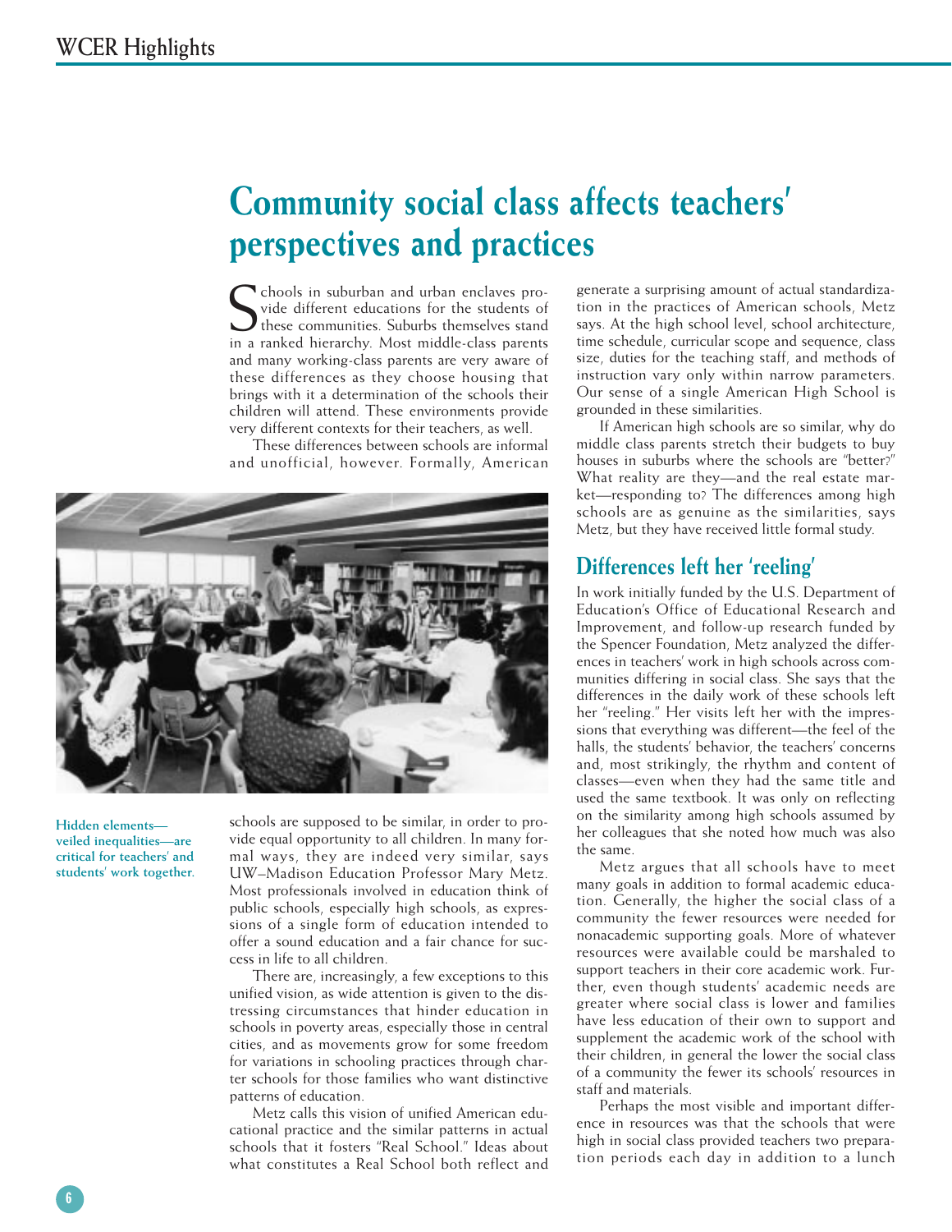# Community social class affects teachers' perspectives and practices

Schools in suburban and urban enclaves provide different educations for the students of these communities. Suburbs themselves stand in a ranked hierarchy. Most middle-class parents and many working-class parents are very aware of these differences as they choose housing that brings with it a determination of the schools their children will attend. These environments provide very different contexts for their teachers, as well.

These differences between schools are informal and unofficial, however. Formally, American schools are supposed to be similar, in order to provide equal opportunity to all children. In many formal ways, they are indeed very similar, says UW–Madison Education Professor Mary Metz. Most professionals involved in education think of public schools, especially high schools, as expressions of a single form of education intended to offer a sound education and a fair chance for success in life to all children.

There are, increasingly, a few exceptions to this unified vision, as wide attention is given to the distressing circumstances that hinder education in schools in poverty areas, especially those in central cities, and as movements grow for some freedom for variations in schooling practices through charter schools for those families who want distinctive patterns of education.

Metz calls this vision of unified American educational practice and the similar patterns in actual schools that it fosters "Real School." Ideas about what constitutes a Real School both reflect and generate a surprising amount of actual standardization in the practices of American schools, Metz says. At the high school level, school architecture, time schedule, curricular scope and sequence, class size, duties for the teaching staff, and methods of instruction vary only within narrow parameters. Our sense of a single American High School is grounded in these similarities.

If American high schools are so similar, why do middle class parents stretch their budgets to buy houses in suburbs where the schools are "better?" What reality are they—and the real estate market—responding to? The differences among high schools are as genuine as the similarities, says Metz, but they have received little formal study.

**Hidden elements—veiled inequalities—are critical for teachers' and students' work together.**

## Differences left her 'reeling'

In work initially funded by the U.S. Department of Education's Office of Educational Research and Improvement, and follow-up research funded by the Spencer Foundation, Metz analyzed the differences in teachers' work in high schools across communities differing in social class. She says that the differences in the daily work of these schools left her "reeling." Her visits left her with the impressions that everything was different—the feel of the halls, the students' behavior, the teachers' concerns and, most strikingly, the rhythm and content of classes—even when they had the same title and used the same textbook. It was only on reflecting on the similarity among high schools assumed by her colleagues that she noted how much was also the same.

Metz argues that all schools have to meet many goals in addition to formal academic education. Generally, the higher the social class of a community the fewer resources were needed for nonacademic supporting goals. More of whatever resources were available could be marshaled to support teachers in their core academic work. Further, even though students' academic needs are greater where social class is lower and families have less education of their own to support and supplement the academic work of the school with their children, in general the lower the social class of a community the fewer its schools' resources in staff and materials.

Perhaps the most visible and important difference in resources was that the schools that were high in social class provided teachers two preparation periods each day in addition to a lunch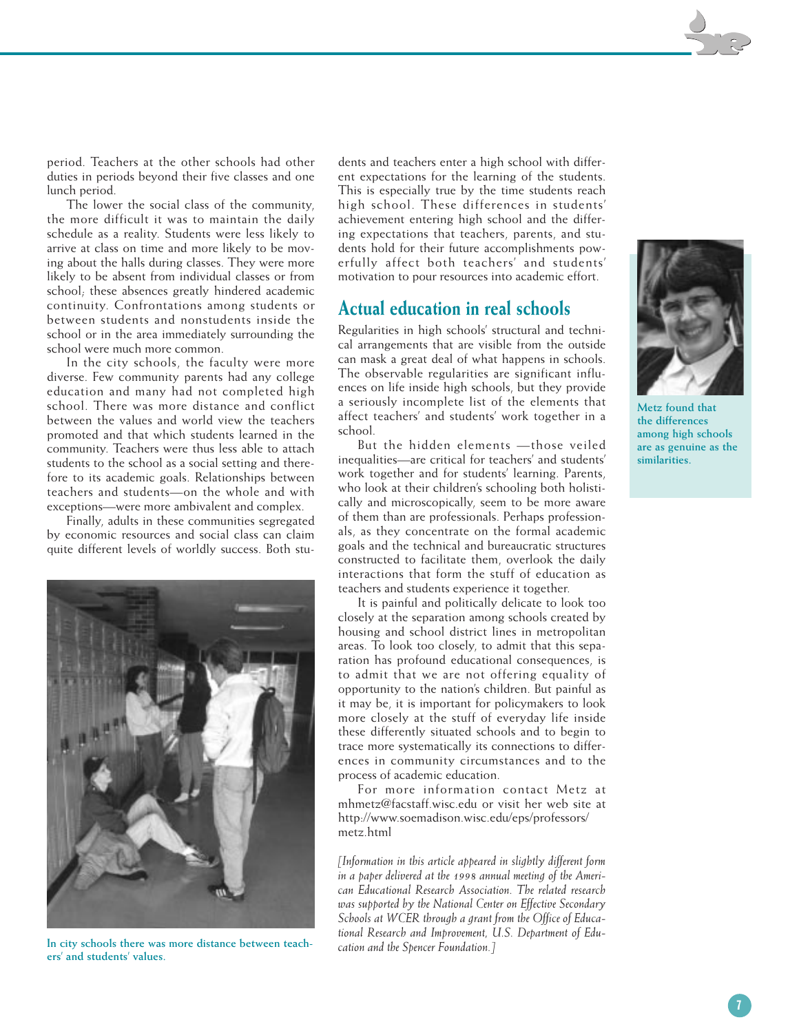period. Teachers at the other schools had other duties in periods beyond their five classes and one lunch period.

The lower the social class of the community, the more difficult it was to maintain the daily schedule as a reality. Students were less likely to arrive at class on time and more likely to be moving about the halls during classes. They were more likely to be absent from individual classes or from school; these absences greatly hindered academic continuity. Confrontations among students or between students and nonstudents inside the school or in the area immediately surrounding the school were much more common.

In the city schools, the faculty were more diverse. Few community parents had any college education and many had not completed high school. There was more distance and conflict between the values and world view the teachers promoted and that which students learned in the community. Teachers were thus less able to attach students to the school as a social setting and therefore to its academic goals. Relationships between teachers and students—on the whole and with exceptions—were more ambivalent and complex.

Finally, adults in these communities segregated by economic resources and social class can claim quite different levels of worldly success. Both students and teachers enter a high school with different expectations for the learning of the students. This is especially true by the time students reach high school. These differences in students' achievement entering high school and the differing expectations that teachers, parents, and students hold for their future accomplishments powerfully affect both teachers' and students' motivation to pour resources into academic effort.

In city schools there was more distance between teachers' and students' values.

## Actual education in real schools

Regularities in high schools' structural and technical arrangements that are visible from the outside can mask a great deal of what happens in schools. The observable regularities are significant influences on life inside high schools, but they provide a seriously incomplete list of the elements that affect teachers' and students' work together in a school.

But the hidden elements —those veiled inequalities—are critical for teachers' and students' work together and for students' learning. Parents, who look at their children's schooling both holistically and microscopically, seem to be more aware of them than are professionals. Perhaps professionals, as they concentrate on the formal academic goals and the technical and bureaucratic structures constructed to facilitate them, overlook the daily interactions that form the stuff of education as teachers and students experience it together.

It is painful and politically delicate to look too closely at the separation among schools created by housing and school district lines in metropolitan areas. To look too closely, to admit that this separation has profound educational consequences, is to admit that we are not offering equality of opportunity to the nation's children. But painful as it may be, it is important for policymakers to look more closely at the stuff of everyday life inside these differently situated schools and to begin to trace more systematically its connections to differences in community circumstances and to the process of academic education.

For more information contact Metz at mhmetz@facstaff.wisc.edu or visit her web site at http://www.soemadison.wisc.edu/eps/professors/metz.html

*[Information in this article appeared in slightly different form in a paper delivered at the 1998 annual meeting of the American Educational Research Association. The related research was supported by the National Center on Effective Secondary Schools at WCER through a grant from the Office of Educational Research and Improvement, U.S. Department of Education and the Spencer Foundation.]*

Metz found that the differences among high schools are as genuine as the similarities.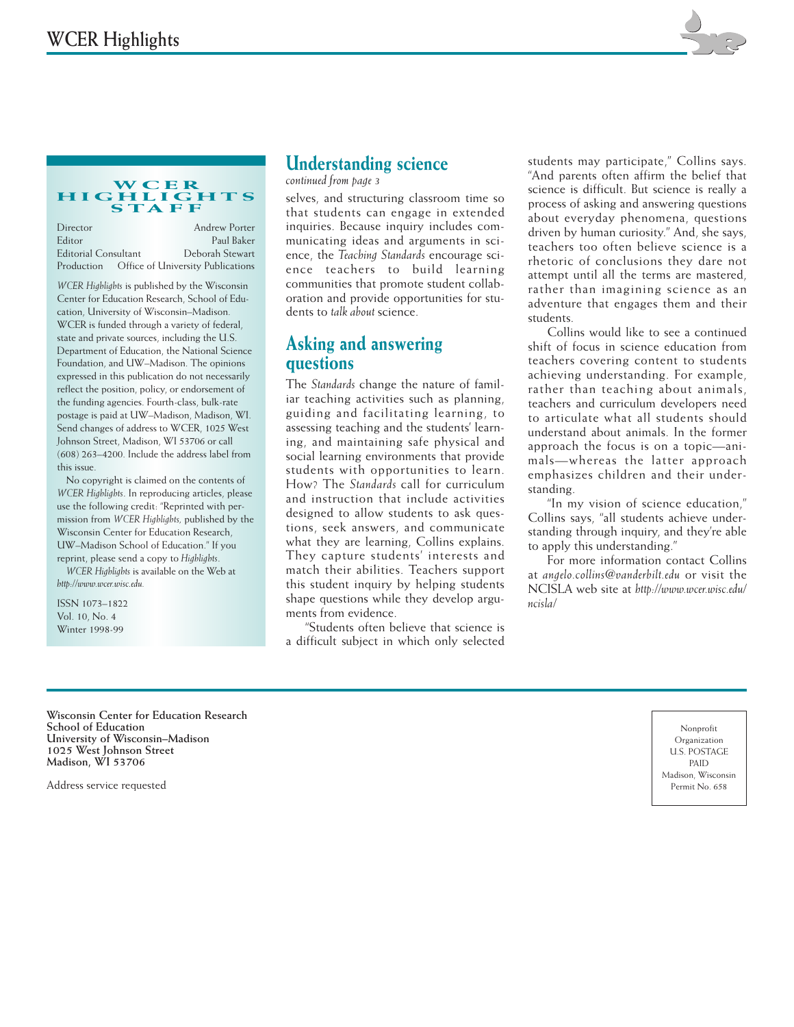## WCER HIGHLIGHTS STAFF

| | |
|---|---|
| Director | Andrew Porter |
| Editor | Paul Baker |
| Editorial Consultant | Deborah Stewart |
| Production | Office of University Publications |

*WCER Highlights* is published by the Wisconsin Center for Education Research, School of Education, University of Wisconsin–Madison. WCER is funded through a variety of federal, state and private sources, including the U.S. Department of Education, the National Science Foundation, and UW–Madison. The opinions expressed in this publication do not necessarily reflect the position, policy, or endorsement of the funding agencies. Fourth-class, bulk-rate postage is paid at UW–Madison, Madison, WI. Send changes of address to WCER, 1025 West Johnson Street, Madison, WI 53706 or call (608) 263–4200. Include the address label from this issue.

No copyright is claimed on the contents of *WCER Highlights*. In reproducing articles, please use the following credit: "Reprinted with permission from *WCER Highlights*, published by the Wisconsin Center for Education Research, UW–Madison School of Education." If you reprint, please send a copy to *Highlights*.

*WCER Highlights* is available on the Web at *http://www.wcer.wisc.edu.*

ISSN 1073–1822
Vol. 10, No. 4
Winter 1998-99

## Understanding science

*continued from page 3*

selves, and structuring classroom time so that students can engage in extended inquiries. Because inquiry includes communicating ideas and arguments in science, the *Teaching Standards* encourage science teachers to build learning communities that promote student collaboration and provide opportunities for students to *talk about* science.

## Asking and answering questions

The *Standards* change the nature of familiar teaching activities such as planning, guiding and facilitating learning, to assessing teaching and the students' learning, and maintaining safe physical and social learning environments that provide students with opportunities to learn. How? The *Standards* call for curriculum and instruction that include activities designed to allow students to ask questions, seek answers, and communicate what they are learning, Collins explains. They capture students' interests and match their abilities. Teachers support this student inquiry by helping students shape questions while they develop arguments from evidence.

"Students often believe that science is a difficult subject in which only selected students may participate," Collins says. "And parents often affirm the belief that science is difficult. But science is really a process of asking and answering questions about everyday phenomena, questions driven by human curiosity." And, she says, teachers too often believe science is a rhetoric of conclusions they dare not attempt until all the terms are mastered, rather than imagining science as an adventure that engages them and their students.

Collins would like to see a continued shift of focus in science education from teachers covering content to students achieving understanding. For example, rather than teaching about animals, teachers and curriculum developers need to articulate what all students should understand about animals. In the former approach the focus is on a topic—animals—whereas the latter approach emphasizes children and their understanding.

"In my vision of science education," Collins says, "all students achieve understanding through inquiry, and they're able to apply this understanding."

For more information contact Collins at *angelo.collins@vanderbilt.edu* or visit the NCISLA web site at *http://www.wcer.wisc.edu/ncisla/*

**Wisconsin Center for Education Research**
**School of Education**
**University of Wisconsin–Madison**
**1025 West Johnson Street**
**Madison, WI 53706**

Address service requested

Nonprofit
Organization
U.S. POSTAGE
PAID
Madison, Wisconsin
Permit No. 658